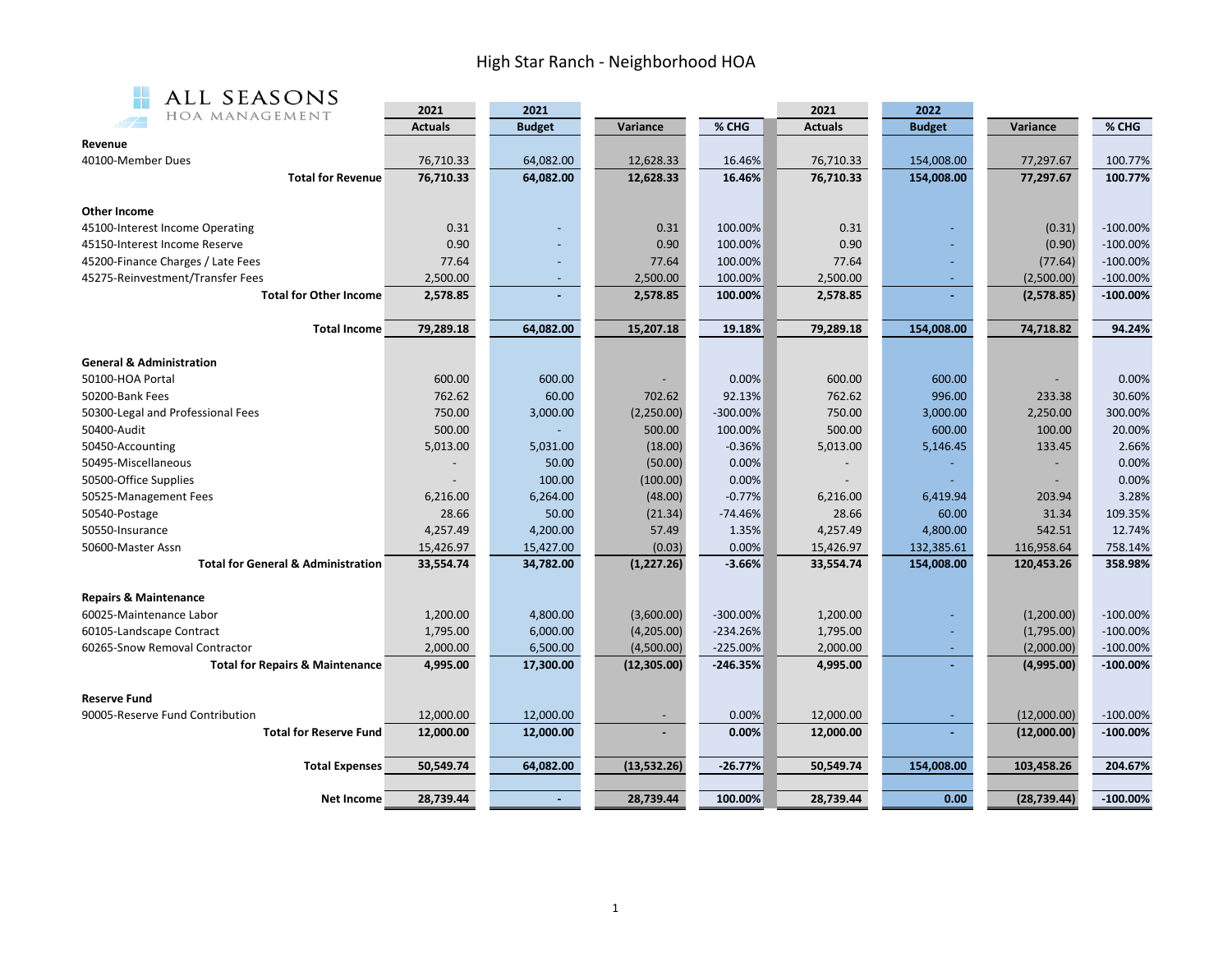# High Star Ranch - Neighborhood HOA

ALL SEASONS
HOA MANAGEMENT

| | 2021 Actuals | 2021 Budget | Variance | % CHG | 2021 Actuals | 2022 Budget | Variance | % CHG |
|---|---|---|---|---|---|---|---|---|
| **Revenue** | | | | | | | | |
| 40100-Member Dues | 76,710.33 | 64,082.00 | 12,628.33 | 16.46% | 76,710.33 | 154,008.00 | 77,297.67 | 100.77% |
| **Total for Revenue** | **76,710.33** | **64,082.00** | **12,628.33** | **16.46%** | **76,710.33** | **154,008.00** | **77,297.67** | **100.77%** |
| **Other Income** | | | | | | | | |
| 45100-Interest Income Operating | 0.31 | - | 0.31 | 100.00% | 0.31 | - | (0.31) | -100.00% |
| 45150-Interest Income Reserve | 0.90 | - | 0.90 | 100.00% | 0.90 | - | (0.90) | -100.00% |
| 45200-Finance Charges / Late Fees | 77.64 | - | 77.64 | 100.00% | 77.64 | - | (77.64) | -100.00% |
| 45275-Reinvestment/Transfer Fees | 2,500.00 | - | 2,500.00 | 100.00% | 2,500.00 | - | (2,500.00) | -100.00% |
| **Total for Other Income** | **2,578.85** | **-** | **2,578.85** | **100.00%** | **2,578.85** | **-** | **(2,578.85)** | **-100.00%** |
| **Total Income** | **79,289.18** | **64,082.00** | **15,207.18** | **19.18%** | **79,289.18** | **154,008.00** | **74,718.82** | **94.24%** |
| **General & Administration** | | | | | | | | |
| 50100-HOA Portal | 600.00 | 600.00 | - | 0.00% | 600.00 | 600.00 | - | 0.00% |
| 50200-Bank Fees | 762.62 | 60.00 | 702.62 | 92.13% | 762.62 | 996.00 | 233.38 | 30.60% |
| 50300-Legal and Professional Fees | 750.00 | 3,000.00 | (2,250.00) | -300.00% | 750.00 | 3,000.00 | 2,250.00 | 300.00% |
| 50400-Audit | 500.00 | - | 500.00 | 100.00% | 500.00 | 600.00 | 100.00 | 20.00% |
| 50450-Accounting | 5,013.00 | 5,031.00 | (18.00) | -0.36% | 5,013.00 | 5,146.45 | 133.45 | 2.66% |
| 50495-Miscellaneous | - | 50.00 | (50.00) | 0.00% | - | - | - | 0.00% |
| 50500-Office Supplies | - | 100.00 | (100.00) | 0.00% | - | - | - | 0.00% |
| 50525-Management Fees | 6,216.00 | 6,264.00 | (48.00) | -0.77% | 6,216.00 | 6,419.94 | 203.94 | 3.28% |
| 50540-Postage | 28.66 | 50.00 | (21.34) | -74.46% | 28.66 | 60.00 | 31.34 | 109.35% |
| 50550-Insurance | 4,257.49 | 4,200.00 | 57.49 | 1.35% | 4,257.49 | 4,800.00 | 542.51 | 12.74% |
| 50600-Master Assn | 15,426.97 | 15,427.00 | (0.03) | 0.00% | 15,426.97 | 132,385.61 | 116,958.64 | 758.14% |
| **Total for General & Administration** | **33,554.74** | **34,782.00** | **(1,227.26)** | **-3.66%** | **33,554.74** | **154,008.00** | **120,453.26** | **358.98%** |
| **Repairs & Maintenance** | | | | | | | | |
| 60025-Maintenance Labor | 1,200.00 | 4,800.00 | (3,600.00) | -300.00% | 1,200.00 | - | (1,200.00) | -100.00% |
| 60105-Landscape Contract | 1,795.00 | 6,000.00 | (4,205.00) | -234.26% | 1,795.00 | - | (1,795.00) | -100.00% |
| 60265-Snow Removal Contractor | 2,000.00 | 6,500.00 | (4,500.00) | -225.00% | 2,000.00 | - | (2,000.00) | -100.00% |
| **Total for Repairs & Maintenance** | **4,995.00** | **17,300.00** | **(12,305.00)** | **-246.35%** | **4,995.00** | **-** | **(4,995.00)** | **-100.00%** |
| **Reserve Fund** | | | | | | | | |
| 90005-Reserve Fund Contribution | 12,000.00 | 12,000.00 | - | 0.00% | 12,000.00 | - | (12,000.00) | -100.00% |
| **Total for Reserve Fund** | **12,000.00** | **12,000.00** | **-** | **0.00%** | **12,000.00** | **-** | **(12,000.00)** | **-100.00%** |
| **Total Expenses** | **50,549.74** | **64,082.00** | **(13,532.26)** | **-26.77%** | **50,549.74** | **154,008.00** | **103,458.26** | **204.67%** |
| **Net Income** | **28,739.44** | **-** | **28,739.44** | **100.00%** | **28,739.44** | **0.00** | **(28,739.44)** | **-100.00%** |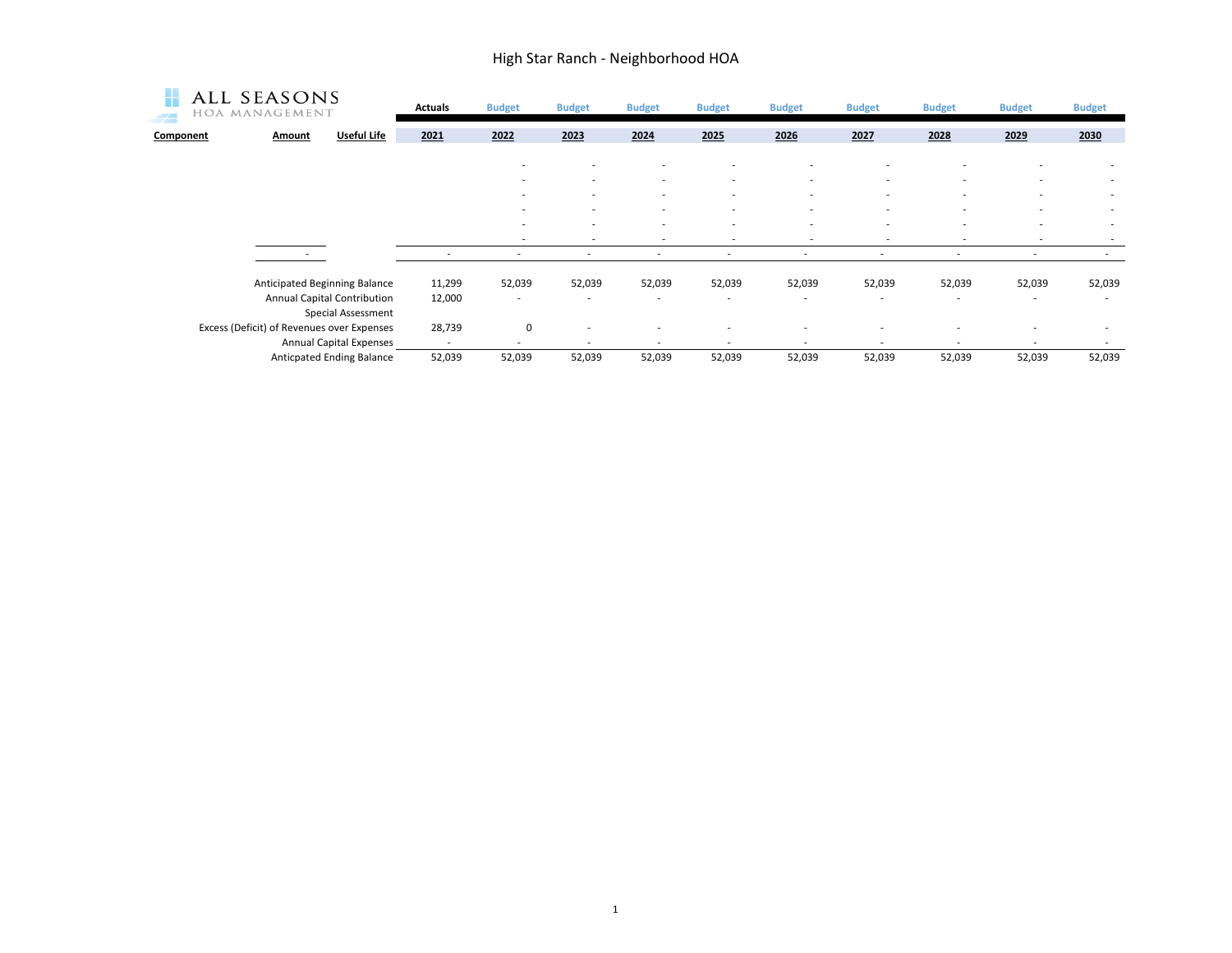# High Star Ranch - Neighborhood HOA

ALL SEASONS
HOA MANAGEMENT

| | | | Actuals | Budget | Budget | Budget | Budget | Budget | Budget | Budget | Budget | Budget |
|---|---|---|---|---|---|---|---|---|---|---|---|---|
| **Component** | **Amount** | **Useful Life** | **2021** | **2022** | **2023** | **2024** | **2025** | **2026** | **2027** | **2028** | **2029** | **2030** |
| | | | | - | - | - | - | - | - | - | - | - |
| | | | | - | - | - | - | - | - | - | - | - |
| | | | | - | - | - | - | - | - | - | - | - |
| | | | | - | - | - | - | - | - | - | - | - |
| | | | | - | - | - | - | - | - | - | - | - |
| | | | | - | - | - | - | - | - | - | - | - |
| | - | | - | - | - | - | - | - | - | - | - | - |
| | | Anticipated Beginning Balance | 11,299 | 52,039 | 52,039 | 52,039 | 52,039 | 52,039 | 52,039 | 52,039 | 52,039 | 52,039 |
| | | Annual Capital Contribution | 12,000 | - | - | - | - | - | - | - | - | - |
| | | Special Assessment | | | | | | | | | | |
| | | Excess (Deficit) of Revenues over Expenses | 28,739 | 0 | - | - | - | - | - | - | - | - |
| | | Annual Capital Expenses | - | - | - | - | - | - | - | - | - | - |
| | | Anticpated Ending Balance | 52,039 | 52,039 | 52,039 | 52,039 | 52,039 | 52,039 | 52,039 | 52,039 | 52,039 | 52,039 |